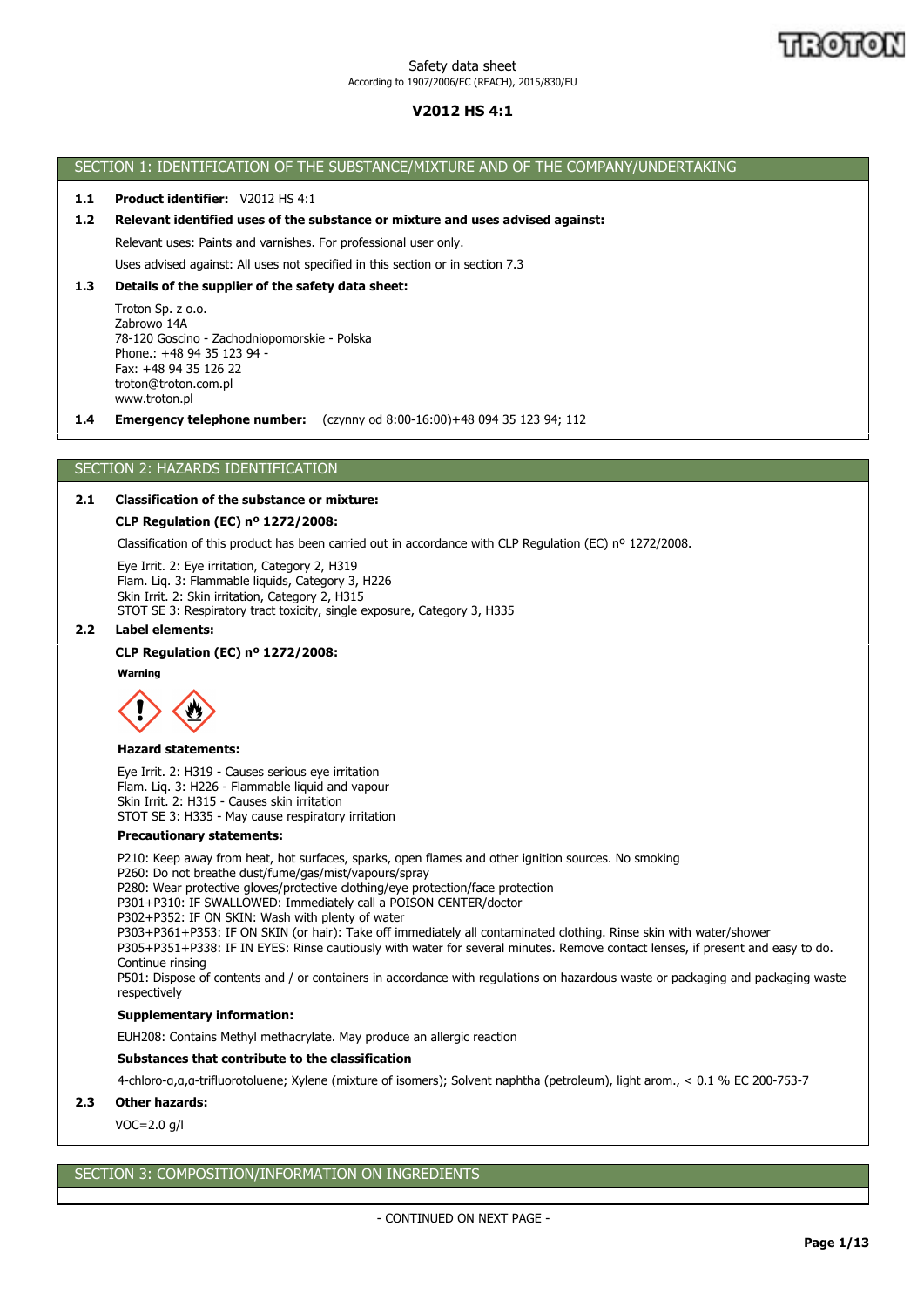Safety data sheet

According to 1907/2006/EC (REACH), 2015/830/EU

# V2012 HS 4:1

## SECTION 1: IDENTIFICATION OF THE SUBSTANCE/MIXTURE AND OF THE COMPANY/UNDERTAKING

**1.1 Product identifier:** V2012 HS 4:1

**1.2 Relevant identified uses of the substance or mixture and uses advised against:**

Relevant uses: Paints and varnishes. For professional user only.

Uses advised against: All uses not specified in this section or in section 7.3

**1.3 Details of the supplier of the safety data sheet:**

Troton Sp. z o.o.
Zabrowo 14A
78-120 Goscino - Zachodniopomorskie - Polska
Phone.: +48 94 35 123 94 -
Fax: +48 94 35 126 22
troton@troton.com.pl
www.troton.pl

**1.4 Emergency telephone number:** (czynny od 8:00-16:00)+48 094 35 123 94; 112

## SECTION 2: HAZARDS IDENTIFICATION

**2.1 Classification of the substance or mixture:**

**CLP Regulation (EC) nº 1272/2008:**

Classification of this product has been carried out in accordance with CLP Regulation (EC) nº 1272/2008.

Eye Irrit. 2: Eye irritation, Category 2, H319
Flam. Liq. 3: Flammable liquids, Category 3, H226
Skin Irrit. 2: Skin irritation, Category 2, H315
STOT SE 3: Respiratory tract toxicity, single exposure, Category 3, H335

**2.2 Label elements:**

**CLP Regulation (EC) nº 1272/2008:**

**Warning**

**Hazard statements:**

Eye Irrit. 2: H319 - Causes serious eye irritation
Flam. Liq. 3: H226 - Flammable liquid and vapour
Skin Irrit. 2: H315 - Causes skin irritation
STOT SE 3: H335 - May cause respiratory irritation

**Precautionary statements:**

P210: Keep away from heat, hot surfaces, sparks, open flames and other ignition sources. No smoking
P260: Do not breathe dust/fume/gas/mist/vapours/spray
P280: Wear protective gloves/protective clothing/eye protection/face protection
P301+P310: IF SWALLOWED: Immediately call a POISON CENTER/doctor
P302+P352: IF ON SKIN: Wash with plenty of water
P303+P361+P353: IF ON SKIN (or hair): Take off immediately all contaminated clothing. Rinse skin with water/shower
P305+P351+P338: IF IN EYES: Rinse cautiously with water for several minutes. Remove contact lenses, if present and easy to do. Continue rinsing
P501: Dispose of contents and / or containers in accordance with regulations on hazardous waste or packaging and packaging waste respectively

**Supplementary information:**

EUH208: Contains Methyl methacrylate. May produce an allergic reaction

**Substances that contribute to the classification**

4-chloro-α,α,α-trifluorotoluene; Xylene (mixture of isomers); Solvent naphtha (petroleum), light arom., < 0.1 % EC 200-753-7

**2.3 Other hazards:**

VOC=2.0 g/l

## SECTION 3: COMPOSITION/INFORMATION ON INGREDIENTS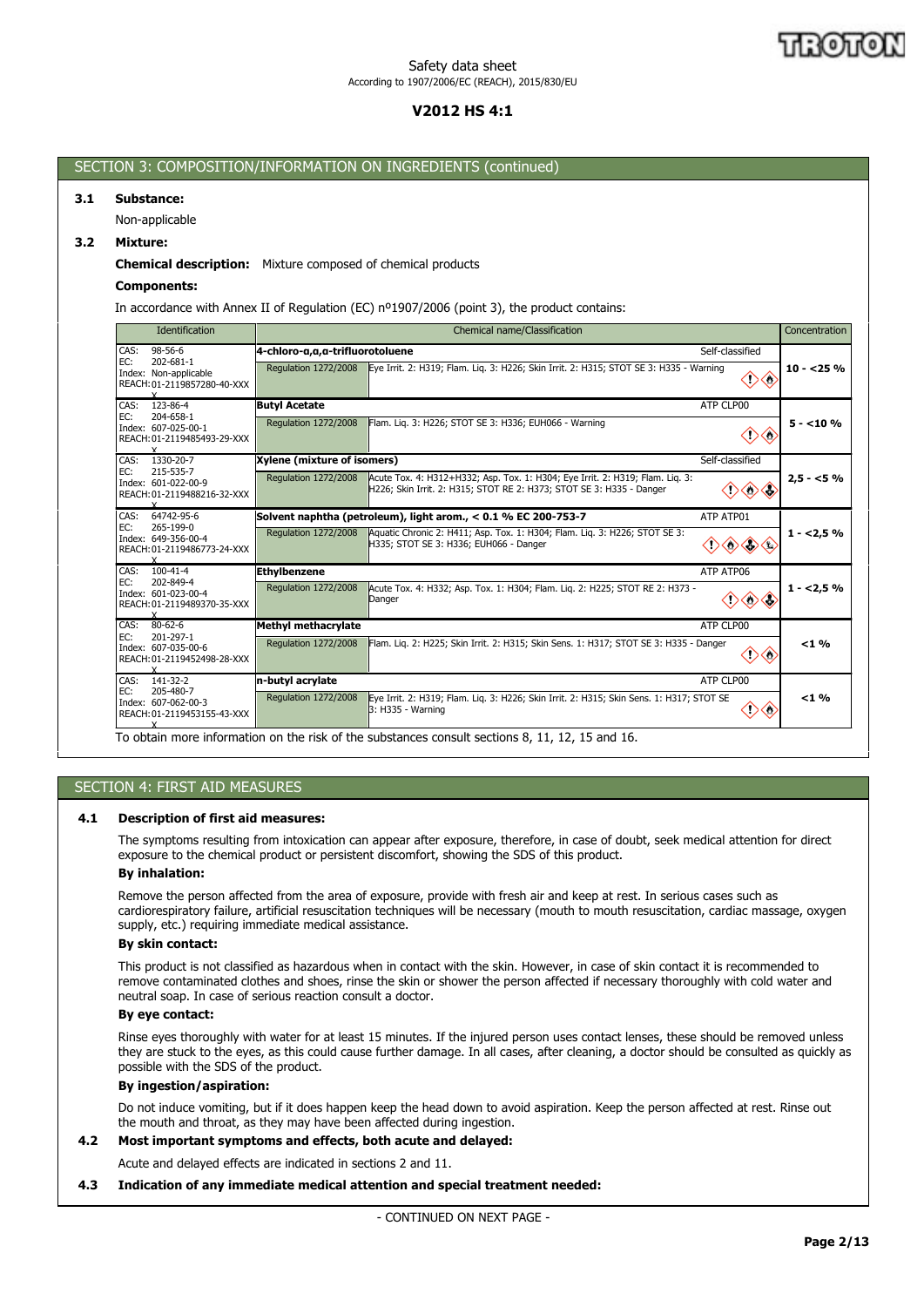## SECTION 3: COMPOSITION/INFORMATION ON INGREDIENTS (continued)

**3.1 Substance:**

Non-applicable

**3.2 Mixture:**

**Chemical description:** Mixture composed of chemical products

**Components:**

In accordance with Annex II of Regulation (EC) nº1907/2006 (point 3), the product contains:

| Identification | Chemical name/Classification | | | Concentration |
|---|---|---|---|---|
| CAS: 98-56-6<br>EC: 202-681-1<br>Index: Non-applicable<br>REACH: 01-2119857280-40-XXXX | **4-chloro-α,α,α-trifluorotoluene** | | Self-classified | 10 - <25 % |
| | Regulation 1272/2008 | Eye Irrit. 2: H319; Flam. Liq. 3: H226; Skin Irrit. 2: H315; STOT SE 3: H335 - Warning | | |
| CAS: 123-86-4<br>EC: 204-658-1<br>Index: 607-025-00-1<br>REACH: 01-2119485493-29-XXXX | **Butyl Acetate** | | ATP CLP00 | 5 - <10 % |
| | Regulation 1272/2008 | Flam. Liq. 3: H226; STOT SE 3: H336; EUH066 - Warning | | |
| CAS: 1330-20-7<br>EC: 215-535-7<br>Index: 601-022-00-9<br>REACH: 01-2119488216-32-XXXX | **Xylene (mixture of isomers)** | | Self-classified | 2,5 - <5 % |
| | Regulation 1272/2008 | Acute Tox. 4: H312+H332; Asp. Tox. 1: H304; Eye Irrit. 2: H319; Flam. Liq. 3: H226; Skin Irrit. 2: H315; STOT RE 2: H373; STOT SE 3: H335 - Danger | | |
| CAS: 64742-95-6<br>EC: 265-199-0<br>Index: 649-356-00-4<br>REACH: 01-2119486773-24-XXXX | **Solvent naphtha (petroleum), light arom., < 0.1 % EC 200-753-7** | | ATP ATP01 | 1 - <2,5 % |
| | Regulation 1272/2008 | Aquatic Chronic 2: H411; Asp. Tox. 1: H304; Flam. Liq. 3: H226; STOT SE 3: H335; STOT SE 3: H336; EUH066 - Danger | | |
| CAS: 100-41-4<br>EC: 202-849-4<br>Index: 601-023-00-4<br>REACH: 01-2119489370-35-XXXX | **Ethylbenzene** | | ATP ATP06 | 1 - <2,5 % |
| | Regulation 1272/2008 | Acute Tox. 4: H332; Asp. Tox. 1: H304; Flam. Liq. 2: H225; STOT RE 2: H373 - Danger | | |
| CAS: 80-62-6<br>EC: 201-297-1<br>Index: 607-035-00-6<br>REACH: 01-2119452498-28-XXXX | **Methyl methacrylate** | | ATP CLP00 | <1 % |
| | Regulation 1272/2008 | Flam. Liq. 2: H225; Skin Irrit. 2: H315; Skin Sens. 1: H317; STOT SE 3: H335 - Danger | | |
| CAS: 141-32-2<br>EC: 205-480-7<br>Index: 607-062-00-3<br>REACH: 01-2119453155-43-XXXX | **n-butyl acrylate** | | ATP CLP00 | <1 % |
| | Regulation 1272/2008 | Eye Irrit. 2: H319; Flam. Liq. 3: H226; Skin Irrit. 2: H315; Skin Sens. 1: H317; STOT SE 3: H335 - Warning | | |

To obtain more information on the risk of the substances consult sections 8, 11, 12, 15 and 16.

## SECTION 4: FIRST AID MEASURES

**4.1 Description of first aid measures:**

The symptoms resulting from intoxication can appear after exposure, therefore, in case of doubt, seek medical attention for direct exposure to the chemical product or persistent discomfort, showing the SDS of this product.

**By inhalation:**

Remove the person affected from the area of exposure, provide with fresh air and keep at rest. In serious cases such as cardiorespiratory failure, artificial resuscitation techniques will be necessary (mouth to mouth resuscitation, cardiac massage, oxygen supply, etc.) requiring immediate medical assistance.

**By skin contact:**

This product is not classified as hazardous when in contact with the skin. However, in case of skin contact it is recommended to remove contaminated clothes and shoes, rinse the skin or shower the person affected if necessary thoroughly with cold water and neutral soap. In case of serious reaction consult a doctor.

**By eye contact:**

Rinse eyes thoroughly with water for at least 15 minutes. If the injured person uses contact lenses, these should be removed unless they are stuck to the eyes, as this could cause further damage. In all cases, after cleaning, a doctor should be consulted as quickly as possible with the SDS of the product.

**By ingestion/aspiration:**

Do not induce vomiting, but if it does happen keep the head down to avoid aspiration. Keep the person affected at rest. Rinse out the mouth and throat, as they may have been affected during ingestion.

**4.2 Most important symptoms and effects, both acute and delayed:**

Acute and delayed effects are indicated in sections 2 and 11.

**4.3 Indication of any immediate medical attention and special treatment needed:**

- CONTINUED ON NEXT PAGE -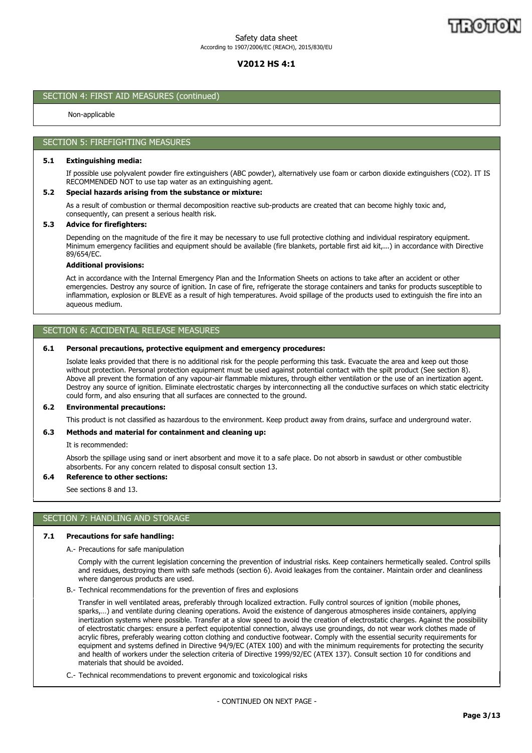## SECTION 4: FIRST AID MEASURES (continued)

Non-applicable

## SECTION 5: FIREFIGHTING MEASURES

### 5.1 Extinguishing media:

If possible use polyvalent powder fire extinguishers (ABC powder), alternatively use foam or carbon dioxide extinguishers (CO2). IT IS RECOMMENDED NOT to use tap water as an extinguishing agent.

### 5.2 Special hazards arising from the substance or mixture:

As a result of combustion or thermal decomposition reactive sub-products are created that can become highly toxic and, consequently, can present a serious health risk.

### 5.3 Advice for firefighters:

Depending on the magnitude of the fire it may be necessary to use full protective clothing and individual respiratory equipment. Minimum emergency facilities and equipment should be available (fire blankets, portable first aid kit,...) in accordance with Directive 89/654/EC.

**Additional provisions:**

Act in accordance with the Internal Emergency Plan and the Information Sheets on actions to take after an accident or other emergencies. Destroy any source of ignition. In case of fire, refrigerate the storage containers and tanks for products susceptible to inflammation, explosion or BLEVE as a result of high temperatures. Avoid spillage of the products used to extinguish the fire into an aqueous medium.

## SECTION 6: ACCIDENTAL RELEASE MEASURES

### 6.1 Personal precautions, protective equipment and emergency procedures:

Isolate leaks provided that there is no additional risk for the people performing this task. Evacuate the area and keep out those without protection. Personal protection equipment must be used against potential contact with the spilt product (See section 8). Above all prevent the formation of any vapour-air flammable mixtures, through either ventilation or the use of an inertization agent. Destroy any source of ignition. Eliminate electrostatic charges by interconnecting all the conductive surfaces on which static electricity could form, and also ensuring that all surfaces are connected to the ground.

### 6.2 Environmental precautions:

This product is not classified as hazardous to the environment. Keep product away from drains, surface and underground water.

### 6.3 Methods and material for containment and cleaning up:

It is recommended:

Absorb the spillage using sand or inert absorbent and move it to a safe place. Do not absorb in sawdust or other combustible absorbents. For any concern related to disposal consult section 13.

### 6.4 Reference to other sections:

See sections 8 and 13.

## SECTION 7: HANDLING AND STORAGE

### 7.1 Precautions for safe handling:

A.- Precautions for safe manipulation

Comply with the current legislation concerning the prevention of industrial risks. Keep containers hermetically sealed. Control spills and residues, destroying them with safe methods (section 6). Avoid leakages from the container. Maintain order and cleanliness where dangerous products are used.

B.- Technical recommendations for the prevention of fires and explosions

Transfer in well ventilated areas, preferably through localized extraction. Fully control sources of ignition (mobile phones, sparks,…) and ventilate during cleaning operations. Avoid the existence of dangerous atmospheres inside containers, applying inertization systems where possible. Transfer at a slow speed to avoid the creation of electrostatic charges. Against the possibility of electrostatic charges: ensure a perfect equipotential connection, always use groundings, do not wear work clothes made of acrylic fibres, preferably wearing cotton clothing and conductive footwear. Comply with the essential security requirements for equipment and systems defined in Directive 94/9/EC (ATEX 100) and with the minimum requirements for protecting the security and health of workers under the selection criteria of Directive 1999/92/EC (ATEX 137). Consult section 10 for conditions and materials that should be avoided.

C.- Technical recommendations to prevent ergonomic and toxicological risks

- CONTINUED ON NEXT PAGE -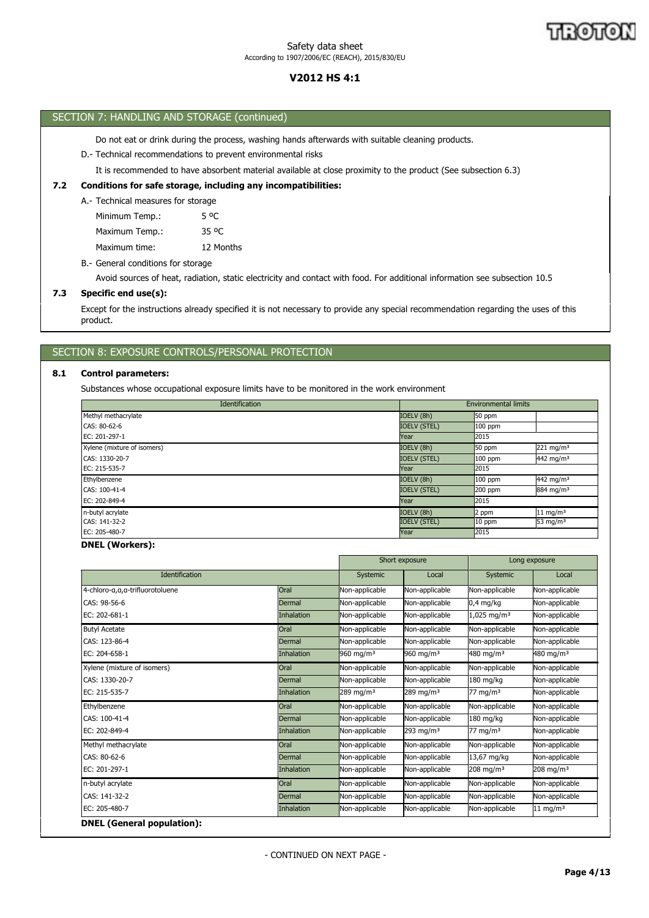## SECTION 7: HANDLING AND STORAGE (continued)

Do not eat or drink during the process, washing hands afterwards with suitable cleaning products.

D.- Technical recommendations to prevent environmental risks

It is recommended to have absorbent material available at close proximity to the product (See subsection 6.3)

### 7.2 Conditions for safe storage, including any incompatibilities:

A.- Technical measures for storage

Minimum Temp.: 5 ºC

Maximum Temp.: 35 ºC

Maximum time: 12 Months

B.- General conditions for storage

Avoid sources of heat, radiation, static electricity and contact with food. For additional information see subsection 10.5

### 7.3 Specific end use(s):

Except for the instructions already specified it is not necessary to provide any special recommendation regarding the uses of this product.

## SECTION 8: EXPOSURE CONTROLS/PERSONAL PROTECTION

### 8.1 Control parameters:

Substances whose occupational exposure limits have to be monitored in the work environment

| Identification | Environmental limits | | |
|---|---|---|---|
| Methyl methacrylate | IOELV (8h) | 50 ppm | |
| CAS: 80-62-6 | IOELV (STEL) | 100 ppm | |
| EC: 201-297-1 | Year | 2015 | |
| Xylene (mixture of isomers) | IOELV (8h) | 50 ppm | 221 mg/m³ |
| CAS: 1330-20-7 | IOELV (STEL) | 100 ppm | 442 mg/m³ |
| EC: 215-535-7 | Year | 2015 | |
| Ethylbenzene | IOELV (8h) | 100 ppm | 442 mg/m³ |
| CAS: 100-41-4 | IOELV (STEL) | 200 ppm | 884 mg/m³ |
| EC: 202-849-4 | Year | 2015 | |
| n-butyl acrylate | IOELV (8h) | 2 ppm | 11 mg/m³ |
| CAS: 141-32-2 | IOELV (STEL) | 10 ppm | 53 mg/m³ |
| EC: 205-480-7 | Year | 2015 | |

**DNEL (Workers):**

| Identification | | Short exposure | | Long exposure | |
|---|---|---|---|---|---|
| | | Systemic | Local | Systemic | Local |
| 4-chloro-α,α,α-trifluorotoluene | Oral | Non-applicable | Non-applicable | Non-applicable | Non-applicable |
| CAS: 98-56-6 | Dermal | Non-applicable | Non-applicable | 0,4 mg/kg | Non-applicable |
| EC: 202-681-1 | Inhalation | Non-applicable | Non-applicable | 1,025 mg/m³ | Non-applicable |
| Butyl Acetate | Oral | Non-applicable | Non-applicable | Non-applicable | Non-applicable |
| CAS: 123-86-4 | Dermal | Non-applicable | Non-applicable | Non-applicable | Non-applicable |
| EC: 204-658-1 | Inhalation | 960 mg/m³ | 960 mg/m³ | 480 mg/m³ | 480 mg/m³ |
| Xylene (mixture of isomers) | Oral | Non-applicable | Non-applicable | Non-applicable | Non-applicable |
| CAS: 1330-20-7 | Dermal | Non-applicable | Non-applicable | 180 mg/kg | Non-applicable |
| EC: 215-535-7 | Inhalation | 289 mg/m³ | 289 mg/m³ | 77 mg/m³ | Non-applicable |
| Ethylbenzene | Oral | Non-applicable | Non-applicable | Non-applicable | Non-applicable |
| CAS: 100-41-4 | Dermal | Non-applicable | Non-applicable | 180 mg/kg | Non-applicable |
| EC: 202-849-4 | Inhalation | Non-applicable | 293 mg/m³ | 77 mg/m³ | Non-applicable |
| Methyl methacrylate | Oral | Non-applicable | Non-applicable | Non-applicable | Non-applicable |
| CAS: 80-62-6 | Dermal | Non-applicable | Non-applicable | 13,67 mg/kg | Non-applicable |
| EC: 201-297-1 | Inhalation | Non-applicable | Non-applicable | 208 mg/m³ | 208 mg/m³ |
| n-butyl acrylate | Oral | Non-applicable | Non-applicable | Non-applicable | Non-applicable |
| CAS: 141-32-2 | Dermal | Non-applicable | Non-applicable | Non-applicable | Non-applicable |
| EC: 205-480-7 | Inhalation | Non-applicable | Non-applicable | Non-applicable | 11 mg/m³ |

**DNEL (General population):**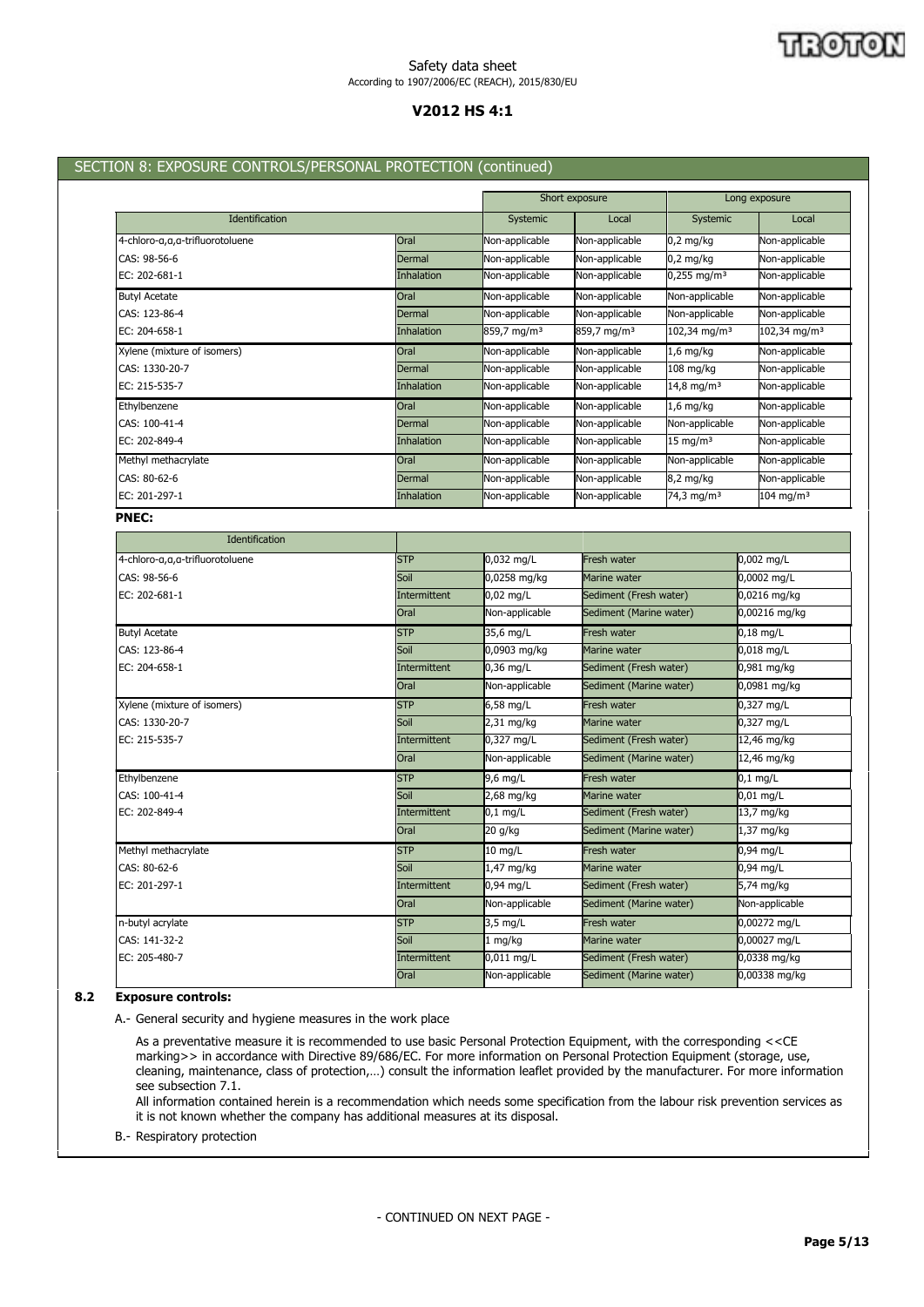## SECTION 8: EXPOSURE CONTROLS/PERSONAL PROTECTION (continued)

| Identification | | Short exposure | | Long exposure | |
|---|---|---|---|---|---|
| | | Systemic | Local | Systemic | Local |
| 4-chloro-α,α,α-trifluorotoluene | Oral | Non-applicable | Non-applicable | 0,2 mg/kg | Non-applicable |
| CAS: 98-56-6 | Dermal | Non-applicable | Non-applicable | 0,2 mg/kg | Non-applicable |
| EC: 202-681-1 | Inhalation | Non-applicable | Non-applicable | 0,255 mg/m³ | Non-applicable |
| Butyl Acetate | Oral | Non-applicable | Non-applicable | Non-applicable | Non-applicable |
| CAS: 123-86-4 | Dermal | Non-applicable | Non-applicable | Non-applicable | Non-applicable |
| EC: 204-658-1 | Inhalation | 859,7 mg/m³ | 859,7 mg/m³ | 102,34 mg/m³ | 102,34 mg/m³ |
| Xylene (mixture of isomers) | Oral | Non-applicable | Non-applicable | 1,6 mg/kg | Non-applicable |
| CAS: 1330-20-7 | Dermal | Non-applicable | Non-applicable | 108 mg/kg | Non-applicable |
| EC: 215-535-7 | Inhalation | Non-applicable | Non-applicable | 14,8 mg/m³ | Non-applicable |
| Ethylbenzene | Oral | Non-applicable | Non-applicable | 1,6 mg/kg | Non-applicable |
| CAS: 100-41-4 | Dermal | Non-applicable | Non-applicable | Non-applicable | Non-applicable |
| EC: 202-849-4 | Inhalation | Non-applicable | Non-applicable | 15 mg/m³ | Non-applicable |
| Methyl methacrylate | Oral | Non-applicable | Non-applicable | Non-applicable | Non-applicable |
| CAS: 80-62-6 | Dermal | Non-applicable | Non-applicable | 8,2 mg/kg | Non-applicable |
| EC: 201-297-1 | Inhalation | Non-applicable | Non-applicable | 74,3 mg/m³ | 104 mg/m³ |

**PNEC:**

| Identification | | | | |
|---|---|---|---|---|
| 4-chloro-α,α,α-trifluorotoluene | STP | 0,032 mg/L | Fresh water | 0,002 mg/L |
| CAS: 98-56-6 | Soil | 0,0258 mg/kg | Marine water | 0,0002 mg/L |
| EC: 202-681-1 | Intermittent | 0,02 mg/L | Sediment (Fresh water) | 0,0216 mg/kg |
| | Oral | Non-applicable | Sediment (Marine water) | 0,00216 mg/kg |
| Butyl Acetate | STP | 35,6 mg/L | Fresh water | 0,18 mg/L |
| CAS: 123-86-4 | Soil | 0,0903 mg/kg | Marine water | 0,018 mg/L |
| EC: 204-658-1 | Intermittent | 0,36 mg/L | Sediment (Fresh water) | 0,981 mg/kg |
| | Oral | Non-applicable | Sediment (Marine water) | 0,0981 mg/kg |
| Xylene (mixture of isomers) | STP | 6,58 mg/L | Fresh water | 0,327 mg/L |
| CAS: 1330-20-7 | Soil | 2,31 mg/kg | Marine water | 0,327 mg/L |
| EC: 215-535-7 | Intermittent | 0,327 mg/L | Sediment (Fresh water) | 12,46 mg/kg |
| | Oral | Non-applicable | Sediment (Marine water) | 12,46 mg/kg |
| Ethylbenzene | STP | 9,6 mg/L | Fresh water | 0,1 mg/L |
| CAS: 100-41-4 | Soil | 2,68 mg/kg | Marine water | 0,01 mg/L |
| EC: 202-849-4 | Intermittent | 0,1 mg/L | Sediment (Fresh water) | 13,7 mg/kg |
| | Oral | 20 g/kg | Sediment (Marine water) | 1,37 mg/kg |
| Methyl methacrylate | STP | 10 mg/L | Fresh water | 0,94 mg/L |
| CAS: 80-62-6 | Soil | 1,47 mg/kg | Marine water | 0,94 mg/L |
| EC: 201-297-1 | Intermittent | 0,94 mg/L | Sediment (Fresh water) | 5,74 mg/kg |
| | Oral | Non-applicable | Sediment (Marine water) | Non-applicable |
| n-butyl acrylate | STP | 3,5 mg/L | Fresh water | 0,00272 mg/L |
| CAS: 141-32-2 | Soil | 1 mg/kg | Marine water | 0,00027 mg/L |
| EC: 205-480-7 | Intermittent | 0,011 mg/L | Sediment (Fresh water) | 0,0338 mg/kg |
| | Oral | Non-applicable | Sediment (Marine water) | 0,00338 mg/kg |

### 8.2 Exposure controls:

A.- General security and hygiene measures in the work place

As a preventative measure it is recommended to use basic Personal Protection Equipment, with the corresponding <<CE marking>> in accordance with Directive 89/686/EC. For more information on Personal Protection Equipment (storage, use, cleaning, maintenance, class of protection,…) consult the information leaflet provided by the manufacturer. For more information see subsection 7.1.

All information contained herein is a recommendation which needs some specification from the labour risk prevention services as it is not known whether the company has additional measures at its disposal.

B.- Respiratory protection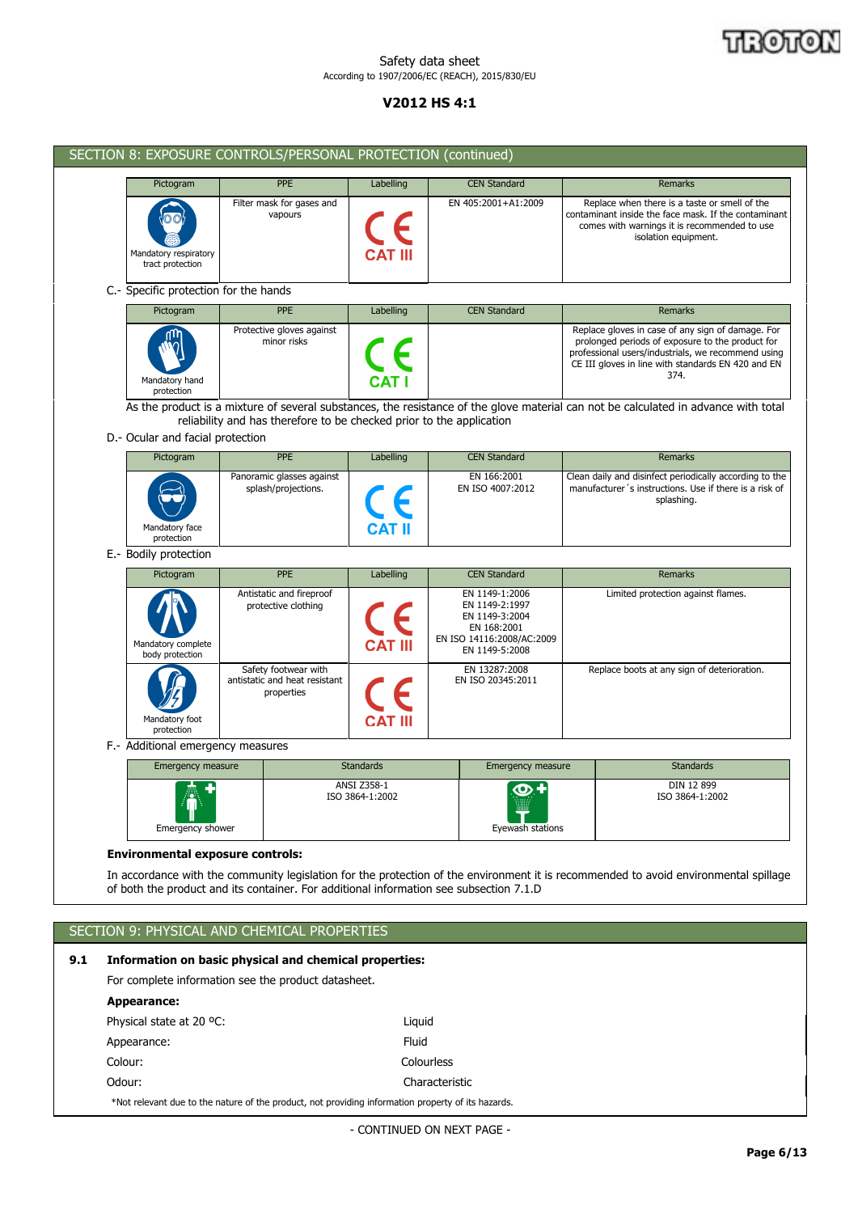## SECTION 8: EXPOSURE CONTROLS/PERSONAL PROTECTION (continued)

| Pictogram | PPE | Labelling | CEN Standard | Remarks |
|---|---|---|---|---|
| Mandatory respiratory tract protection | Filter mask for gases and vapours | CAT III | EN 405:2001+A1:2009 | Replace when there is a taste or smell of the contaminant inside the face mask. If the contaminant comes with warnings it is recommended to use isolation equipment. |

C.- Specific protection for the hands

| Pictogram | PPE | Labelling | CEN Standard | Remarks |
|---|---|---|---|---|
| Mandatory hand protection | Protective gloves against minor risks | CAT I | | Replace gloves in case of any sign of damage. For prolonged periods of exposure to the product for professional users/industrials, we recommend using CE III gloves in line with standards EN 420 and EN 374. |

As the product is a mixture of several substances, the resistance of the glove material can not be calculated in advance with total reliability and has therefore to be checked prior to the application

D.- Ocular and facial protection

| Pictogram | PPE | Labelling | CEN Standard | Remarks |
|---|---|---|---|---|
| Mandatory face protection | Panoramic glasses against splash/projections. | CAT II | EN 166:2001<br>EN ISO 4007:2012 | Clean daily and disinfect periodically according to the manufacturer´s instructions. Use if there is a risk of splashing. |

E.- Bodily protection

| Pictogram | PPE | Labelling | CEN Standard | Remarks |
|---|---|---|---|---|
| Mandatory complete body protection | Antistatic and fireproof protective clothing | CAT III | EN 1149-1:2006<br>EN 1149-2:1997<br>EN 1149-3:2004<br>EN 168:2001<br>EN ISO 14116:2008/AC:2009<br>EN 1149-5:2008 | Limited protection against flames. |
| Mandatory foot protection | Safety footwear with antistatic and heat resistant properties | CAT III | EN 13287:2008<br>EN ISO 20345:2011 | Replace boots at any sign of deterioration. |

F.- Additional emergency measures

| Emergency measure | Standards | Emergency measure | Standards |
|---|---|---|---|
| Emergency shower | ANSI Z358-1<br>ISO 3864-1:2002 | Eyewash stations | DIN 12 899<br>ISO 3864-1:2002 |

**Environmental exposure controls:**

In accordance with the community legislation for the protection of the environment it is recommended to avoid environmental spillage of both the product and its container. For additional information see subsection 7.1.D

## SECTION 9: PHYSICAL AND CHEMICAL PROPERTIES

**9.1 Information on basic physical and chemical properties:**

For complete information see the product datasheet.

**Appearance:**

| | |
|---|---|
| Physical state at 20 ºC: | Liquid |
| Appearance: | Fluid |
| Colour: | Colourless |
| Odour: | Characteristic |

*Not relevant due to the nature of the product, not providing information property of its hazards.

- CONTINUED ON NEXT PAGE -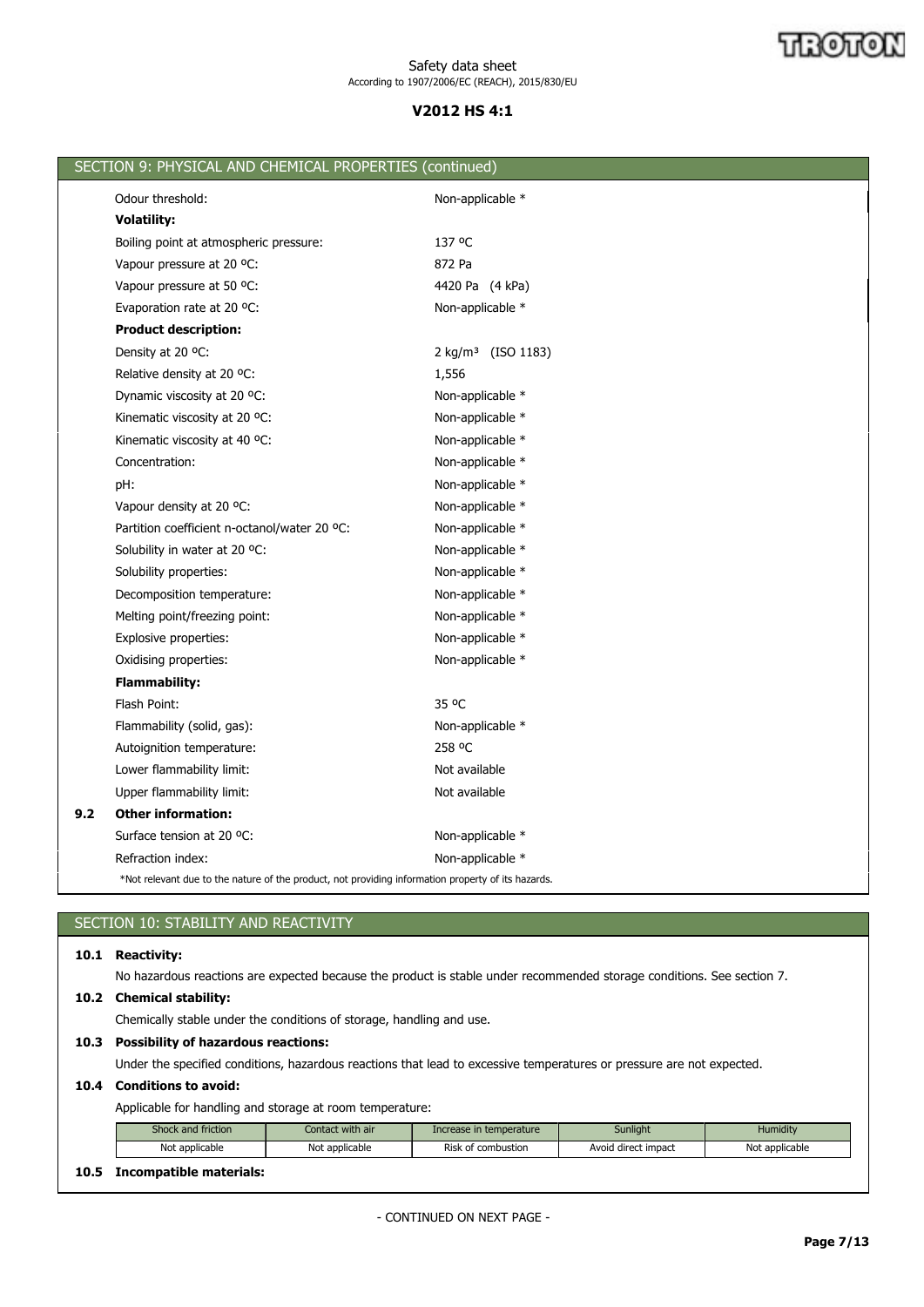## SECTION 9: PHYSICAL AND CHEMICAL PROPERTIES (continued)

| | |
|---|---|
| Odour threshold: | Non-applicable * |
| **Volatility:** | |
| Boiling point at atmospheric pressure: | 137 ºC |
| Vapour pressure at 20 ºC: | 872 Pa |
| Vapour pressure at 50 ºC: | 4420 Pa (4 kPa) |
| Evaporation rate at 20 ºC: | Non-applicable * |
| **Product description:** | |
| Density at 20 ºC: | 2 kg/m³ (ISO 1183) |
| Relative density at 20 ºC: | 1,556 |
| Dynamic viscosity at 20 ºC: | Non-applicable * |
| Kinematic viscosity at 20 ºC: | Non-applicable * |
| Kinematic viscosity at 40 ºC: | Non-applicable * |
| Concentration: | Non-applicable * |
| pH: | Non-applicable * |
| Vapour density at 20 ºC: | Non-applicable * |
| Partition coefficient n-octanol/water 20 ºC: | Non-applicable * |
| Solubility in water at 20 ºC: | Non-applicable * |
| Solubility properties: | Non-applicable * |
| Decomposition temperature: | Non-applicable * |
| Melting point/freezing point: | Non-applicable * |
| Explosive properties: | Non-applicable * |
| Oxidising properties: | Non-applicable * |
| **Flammability:** | |
| Flash Point: | 35 ºC |
| Flammability (solid, gas): | Non-applicable * |
| Autoignition temperature: | 258 ºC |
| Lower flammability limit: | Not available |
| Upper flammability limit: | Not available |

**9.2 Other information:**

| | |
|---|---|
| Surface tension at 20 ºC: | Non-applicable * |
| Refraction index: | Non-applicable * |

*Not relevant due to the nature of the product, not providing information property of its hazards.

## SECTION 10: STABILITY AND REACTIVITY

**10.1 Reactivity:**

No hazardous reactions are expected because the product is stable under recommended storage conditions. See section 7.

**10.2 Chemical stability:**

Chemically stable under the conditions of storage, handling and use.

**10.3 Possibility of hazardous reactions:**

Under the specified conditions, hazardous reactions that lead to excessive temperatures or pressure are not expected.

**10.4 Conditions to avoid:**

Applicable for handling and storage at room temperature:

| Shock and friction | Contact with air | Increase in temperature | Sunlight | Humidity |
|---|---|---|---|---|
| Not applicable | Not applicable | Risk of combustion | Avoid direct impact | Not applicable |

**10.5 Incompatible materials:**

- CONTINUED ON NEXT PAGE -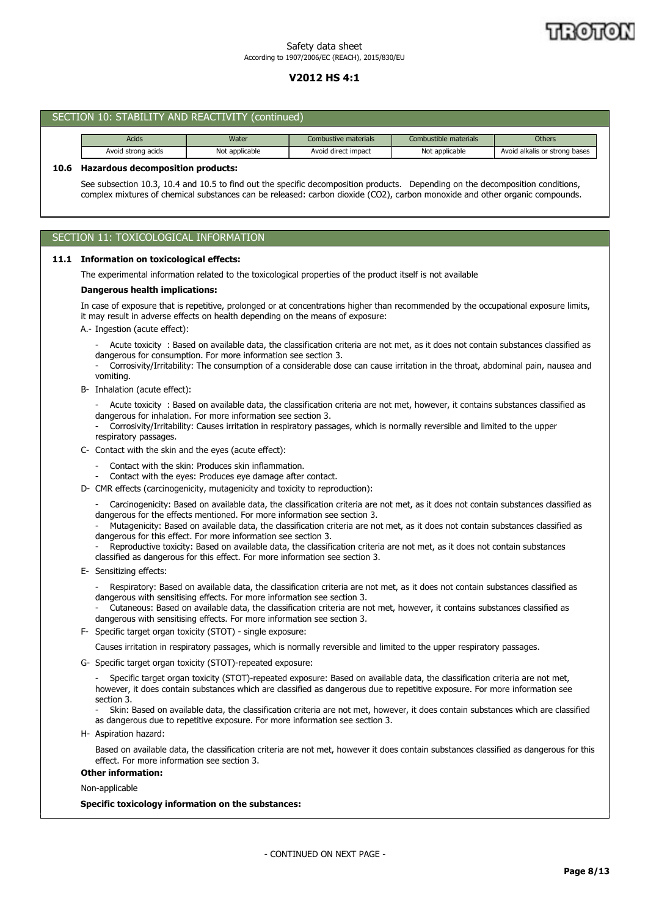## SECTION 10: STABILITY AND REACTIVITY (continued)

| Acids | Water | Combustive materials | Combustible materials | Others |
|---|---|---|---|---|
| Avoid strong acids | Not applicable | Avoid direct impact | Not applicable | Avoid alkalis or strong bases |

**10.6 Hazardous decomposition products:**

See subsection 10.3, 10.4 and 10.5 to find out the specific decomposition products. Depending on the decomposition conditions, complex mixtures of chemical substances can be released: carbon dioxide ($CO_2$), carbon monoxide and other organic compounds.

## SECTION 11: TOXICOLOGICAL INFORMATION

**11.1 Information on toxicological effects:**

The experimental information related to the toxicological properties of the product itself is not available

**Dangerous health implications:**

In case of exposure that is repetitive, prolonged or at concentrations higher than recommended by the occupational exposure limits, it may result in adverse effects on health depending on the means of exposure:

A.- Ingestion (acute effect):

- Acute toxicity : Based on available data, the classification criteria are not met, as it does not contain substances classified as dangerous for consumption. For more information see section 3.
- Corrosivity/Irritability: The consumption of a considerable dose can cause irritation in the throat, abdominal pain, nausea and vomiting.

B- Inhalation (acute effect):

- Acute toxicity : Based on available data, the classification criteria are not met, however, it contains substances classified as dangerous for inhalation. For more information see section 3.
- Corrosivity/Irritability: Causes irritation in respiratory passages, which is normally reversible and limited to the upper respiratory passages.

C- Contact with the skin and the eyes (acute effect):

- Contact with the skin: Produces skin inflammation.
- Contact with the eyes: Produces eye damage after contact.

D- CMR effects (carcinogenicity, mutagenicity and toxicity to reproduction):

- Carcinogenicity: Based on available data, the classification criteria are not met, as it does not contain substances classified as dangerous for the effects mentioned. For more information see section 3.
- Mutagenicity: Based on available data, the classification criteria are not met, as it does not contain substances classified as dangerous for this effect. For more information see section 3.
- Reproductive toxicity: Based on available data, the classification criteria are not met, as it does not contain substances classified as dangerous for this effect. For more information see section 3.

E- Sensitizing effects:

- Respiratory: Based on available data, the classification criteria are not met, as it does not contain substances classified as dangerous with sensitising effects. For more information see section 3.
- Cutaneous: Based on available data, the classification criteria are not met, however, it contains substances classified as dangerous with sensitising effects. For more information see section 3.

F- Specific target organ toxicity (STOT) - single exposure:

Causes irritation in respiratory passages, which is normally reversible and limited to the upper respiratory passages.

G- Specific target organ toxicity (STOT)-repeated exposure:

- Specific target organ toxicity (STOT)-repeated exposure: Based on available data, the classification criteria are not met, however, it does contain substances which are classified as dangerous due to repetitive exposure. For more information see section 3.
- Skin: Based on available data, the classification criteria are not met, however, it does contain substances which are classified as dangerous due to repetitive exposure. For more information see section 3.

H- Aspiration hazard:

Based on available data, the classification criteria are not met, however it does contain substances classified as dangerous for this effect. For more information see section 3.

**Other information:**

Non-applicable

**Specific toxicology information on the substances:**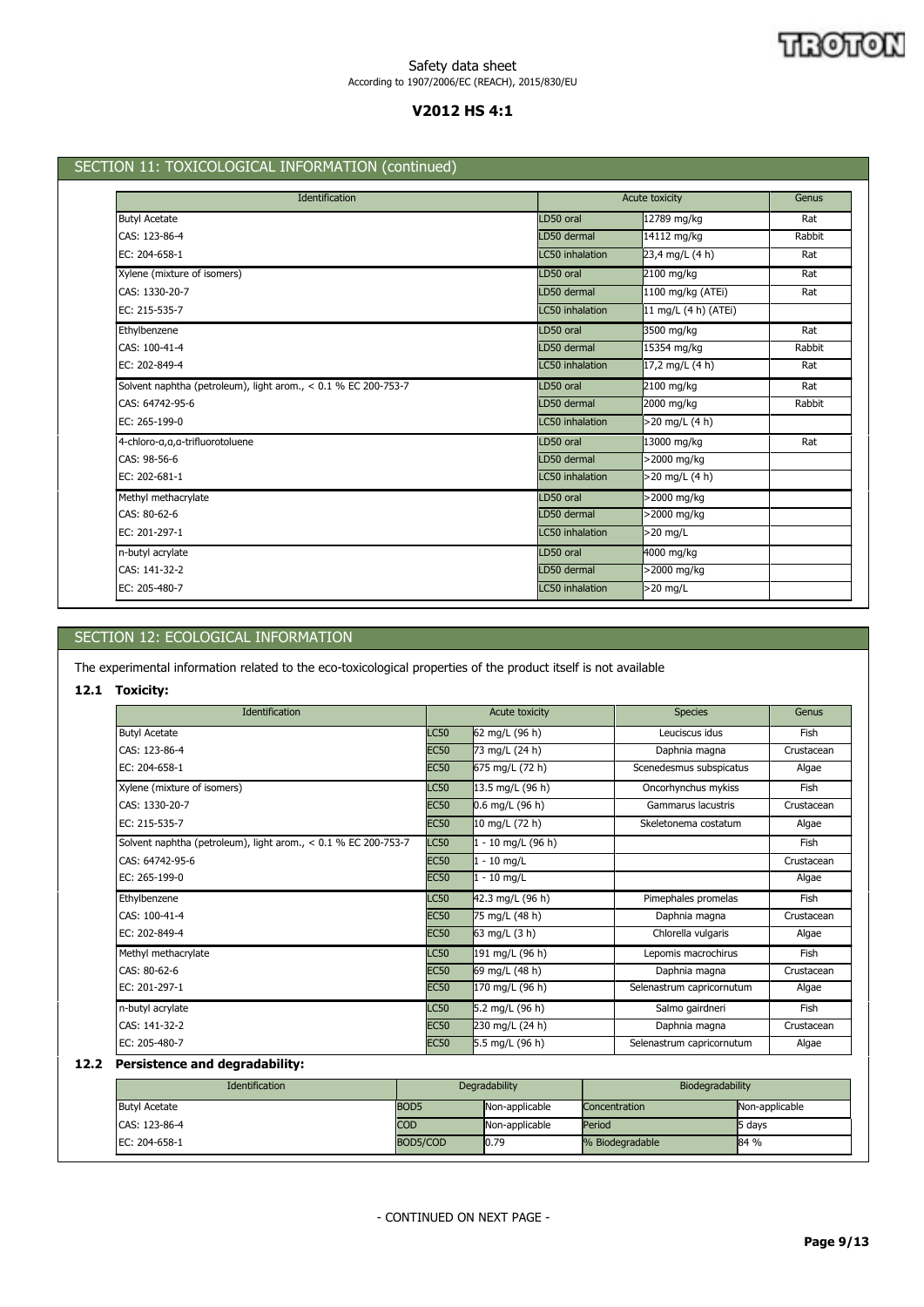## SECTION 11: TOXICOLOGICAL INFORMATION (continued)

| Identification | Acute toxicity | | Genus |
|---|---|---|---|
| Butyl Acetate | LD50 oral | 12789 mg/kg | Rat |
| CAS: 123-86-4 | LD50 dermal | 14112 mg/kg | Rabbit |
| EC: 204-658-1 | LC50 inhalation | 23,4 mg/L (4 h) | Rat |
| Xylene (mixture of isomers) | LD50 oral | 2100 mg/kg | Rat |
| CAS: 1330-20-7 | LD50 dermal | 1100 mg/kg (ATEi) | Rat |
| EC: 215-535-7 | LC50 inhalation | 11 mg/L (4 h) (ATEi) | |
| Ethylbenzene | LD50 oral | 3500 mg/kg | Rat |
| CAS: 100-41-4 | LD50 dermal | 15354 mg/kg | Rabbit |
| EC: 202-849-4 | LC50 inhalation | 17,2 mg/L (4 h) | Rat |
| Solvent naphtha (petroleum), light arom., < 0.1 % EC 200-753-7 | LD50 oral | 2100 mg/kg | Rat |
| CAS: 64742-95-6 | LD50 dermal | 2000 mg/kg | Rabbit |
| EC: 265-199-0 | LC50 inhalation | >20 mg/L (4 h) | |
| 4-chloro-α,α,α-trifluorotoluene | LD50 oral | 13000 mg/kg | Rat |
| CAS: 98-56-6 | LD50 dermal | >2000 mg/kg | |
| EC: 202-681-1 | LC50 inhalation | >20 mg/L (4 h) | |
| Methyl methacrylate | LD50 oral | >2000 mg/kg | |
| CAS: 80-62-6 | LD50 dermal | >2000 mg/kg | |
| EC: 201-297-1 | LC50 inhalation | >20 mg/L | |
| n-butyl acrylate | LD50 oral | 4000 mg/kg | |
| CAS: 141-32-2 | LD50 dermal | >2000 mg/kg | |
| EC: 205-480-7 | LC50 inhalation | >20 mg/L | |

## SECTION 12: ECOLOGICAL INFORMATION

The experimental information related to the eco-toxicological properties of the product itself is not available

### 12.1 Toxicity:

| Identification | Acute toxicity | | Species | Genus |
|---|---|---|---|---|
| Butyl Acetate | LC50 | 62 mg/L (96 h) | Leuciscus idus | Fish |
| CAS: 123-86-4 | EC50 | 73 mg/L (24 h) | Daphnia magna | Crustacean |
| EC: 204-658-1 | EC50 | 675 mg/L (72 h) | Scenedesmus subspicatus | Algae |
| Xylene (mixture of isomers) | LC50 | 13.5 mg/L (96 h) | Oncorhynchus mykiss | Fish |
| CAS: 1330-20-7 | EC50 | 0.6 mg/L (96 h) | Gammarus lacustris | Crustacean |
| EC: 215-535-7 | EC50 | 10 mg/L (72 h) | Skeletonema costatum | Algae |
| Solvent naphtha (petroleum), light arom., < 0.1 % EC 200-753-7 | LC50 | 1 - 10 mg/L (96 h) | | Fish |
| CAS: 64742-95-6 | EC50 | 1 - 10 mg/L | | Crustacean |
| EC: 265-199-0 | EC50 | 1 - 10 mg/L | | Algae |
| Ethylbenzene | LC50 | 42.3 mg/L (96 h) | Pimephales promelas | Fish |
| CAS: 100-41-4 | EC50 | 75 mg/L (48 h) | Daphnia magna | Crustacean |
| EC: 202-849-4 | EC50 | 63 mg/L (3 h) | Chlorella vulgaris | Algae |
| Methyl methacrylate | LC50 | 191 mg/L (96 h) | Lepomis macrochirus | Fish |
| CAS: 80-62-6 | EC50 | 69 mg/L (48 h) | Daphnia magna | Crustacean |
| EC: 201-297-1 | EC50 | 170 mg/L (96 h) | Selenastrum capricornutum | Algae |
| n-butyl acrylate | LC50 | 5.2 mg/L (96 h) | Salmo gairdneri | Fish |
| CAS: 141-32-2 | EC50 | 230 mg/L (24 h) | Daphnia magna | Crustacean |
| EC: 205-480-7 | EC50 | 5.5 mg/L (96 h) | Selenastrum capricornutum | Algae |

### 12.2 Persistence and degradability:

| Identification | Degradability | | Biodegradability | |
|---|---|---|---|---|
| Butyl Acetate | BOD5 | Non-applicable | Concentration | Non-applicable |
| CAS: 123-86-4 | COD | Non-applicable | Period | 5 days |
| EC: 204-658-1 | BOD5/COD | 0.79 | % Biodegradable | 84 % |

- CONTINUED ON NEXT PAGE -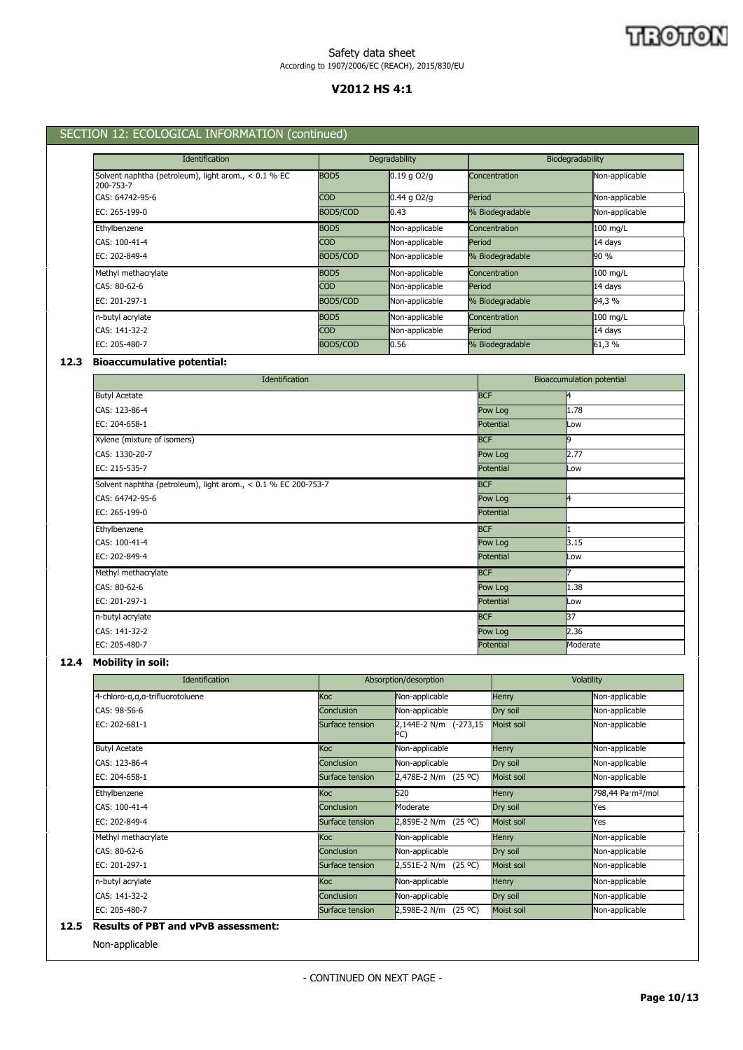## SECTION 12: ECOLOGICAL INFORMATION (continued)

| Identification | Degradability | | Biodegradability | |
|---|---|---|---|---|
| Solvent naphtha (petroleum), light arom., < 0.1 % EC 200-753-7 | BOD5 | 0.19 g O2/g | Concentration | Non-applicable |
| CAS: 64742-95-6 | COD | 0.44 g O2/g | Period | Non-applicable |
| EC: 265-199-0 | BOD5/COD | 0.43 | % Biodegradable | Non-applicable |
| Ethylbenzene | BOD5 | Non-applicable | Concentration | 100 mg/L |
| CAS: 100-41-4 | COD | Non-applicable | Period | 14 days |
| EC: 202-849-4 | BOD5/COD | Non-applicable | % Biodegradable | 90 % |
| Methyl methacrylate | BOD5 | Non-applicable | Concentration | 100 mg/L |
| CAS: 80-62-6 | COD | Non-applicable | Period | 14 days |
| EC: 201-297-1 | BOD5/COD | Non-applicable | % Biodegradable | 94,3 % |
| n-butyl acrylate | BOD5 | Non-applicable | Concentration | 100 mg/L |
| CAS: 141-32-2 | COD | Non-applicable | Period | 14 days |
| EC: 205-480-7 | BOD5/COD | 0.56 | % Biodegradable | 61,3 % |

### 12.3 Bioaccumulative potential:

| Identification | Bioaccumulation potential | |
|---|---|---|
| Butyl Acetate | BCF | 4 |
| CAS: 123-86-4 | Pow Log | 1.78 |
| EC: 204-658-1 | Potential | Low |
| Xylene (mixture of isomers) | BCF | 9 |
| CAS: 1330-20-7 | Pow Log | 2.77 |
| EC: 215-535-7 | Potential | Low |
| Solvent naphtha (petroleum), light arom., < 0.1 % EC 200-753-7 | BCF | |
| CAS: 64742-95-6 | Pow Log | 4 |
| EC: 265-199-0 | Potential | |
| Ethylbenzene | BCF | 1 |
| CAS: 100-41-4 | Pow Log | 3.15 |
| EC: 202-849-4 | Potential | Low |
| Methyl methacrylate | BCF | 7 |
| CAS: 80-62-6 | Pow Log | 1.38 |
| EC: 201-297-1 | Potential | Low |
| n-butyl acrylate | BCF | 37 |
| CAS: 141-32-2 | Pow Log | 2.36 |
| EC: 205-480-7 | Potential | Moderate |

### 12.4 Mobility in soil:

| Identification | Absorption/desorption | | Volatility | |
|---|---|---|---|---|
| 4-chloro-α,α,α-trifluorotoluene | Koc | Non-applicable | Henry | Non-applicable |
| CAS: 98-56-6 | Conclusion | Non-applicable | Dry soil | Non-applicable |
| EC: 202-681-1 | Surface tension | 2,144E-2 N/m (-273,15 ºC) | Moist soil | Non-applicable |
| Butyl Acetate | Koc | Non-applicable | Henry | Non-applicable |
| CAS: 123-86-4 | Conclusion | Non-applicable | Dry soil | Non-applicable |
| EC: 204-658-1 | Surface tension | 2,478E-2 N/m (25 ºC) | Moist soil | Non-applicable |
| Ethylbenzene | Koc | 520 | Henry | 798,44 Pa·m³/mol |
| CAS: 100-41-4 | Conclusion | Moderate | Dry soil | Yes |
| EC: 202-849-4 | Surface tension | 2,859E-2 N/m (25 ºC) | Moist soil | Yes |
| Methyl methacrylate | Koc | Non-applicable | Henry | Non-applicable |
| CAS: 80-62-6 | Conclusion | Non-applicable | Dry soil | Non-applicable |
| EC: 201-297-1 | Surface tension | 2,551E-2 N/m (25 ºC) | Moist soil | Non-applicable |
| n-butyl acrylate | Koc | Non-applicable | Henry | Non-applicable |
| CAS: 141-32-2 | Conclusion | Non-applicable | Dry soil | Non-applicable |
| EC: 205-480-7 | Surface tension | 2,598E-2 N/m (25 ºC) | Moist soil | Non-applicable |

### 12.5 Results of PBT and vPvB assessment:

Non-applicable

- CONTINUED ON NEXT PAGE -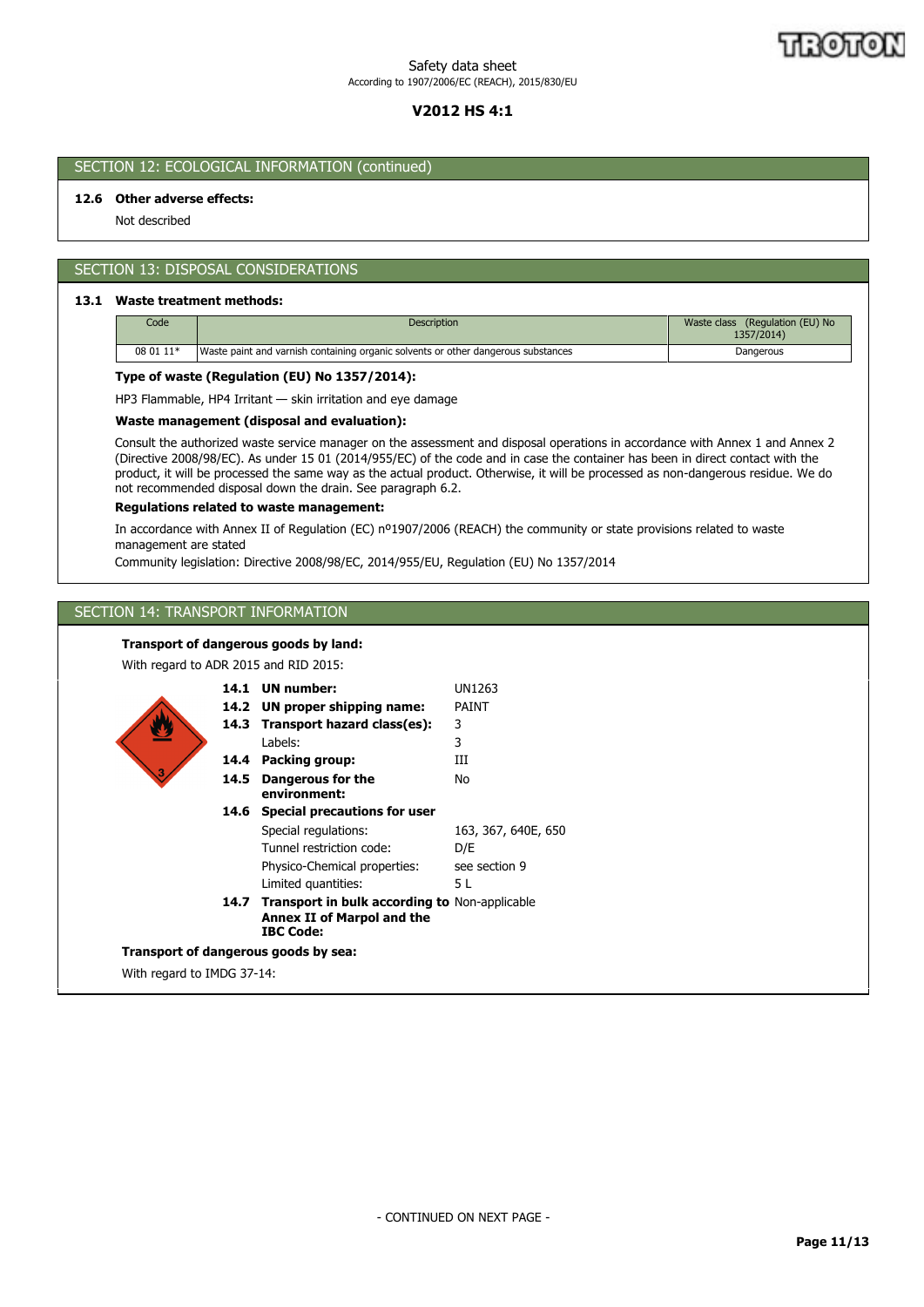## SECTION 12: ECOLOGICAL INFORMATION (continued)

**12.6 Other adverse effects:**

Not described

## SECTION 13: DISPOSAL CONSIDERATIONS

**13.1 Waste treatment methods:**

| Code | Description | Waste class (Regulation (EU) No 1357/2014) |
|---|---|---|
| 08 01 11* | Waste paint and varnish containing organic solvents or other dangerous substances | Dangerous |

**Type of waste (Regulation (EU) No 1357/2014):**

HP3 Flammable, HP4 Irritant — skin irritation and eye damage

**Waste management (disposal and evaluation):**

Consult the authorized waste service manager on the assessment and disposal operations in accordance with Annex 1 and Annex 2 (Directive 2008/98/EC). As under 15 01 (2014/955/EC) of the code and in case the container has been in direct contact with the product, it will be processed the same way as the actual product. Otherwise, it will be processed as non-dangerous residue. We do not recommended disposal down the drain. See paragraph 6.2.

**Regulations related to waste management:**

In accordance with Annex II of Regulation (EC) nº1907/2006 (REACH) the community or state provisions related to waste management are stated

Community legislation: Directive 2008/98/EC, 2014/955/EU, Regulation (EU) No 1357/2014

## SECTION 14: TRANSPORT INFORMATION

**Transport of dangerous goods by land:**

With regard to ADR 2015 and RID 2015:

| | |
|---|---|
| **14.1 UN number:** | UN1263 |
| **14.2 UN proper shipping name:** | PAINT |
| **14.3 Transport hazard class(es):** | 3 |
| Labels: | 3 |
| **14.4 Packing group:** | III |
| **14.5 Dangerous for the environment:** | No |
| **14.6 Special precautions for user** | |
| Special regulations: | 163, 367, 640E, 650 |
| Tunnel restriction code: | D/E |
| Physico-Chemical properties: | see section 9 |
| Limited quantities: | 5 L |
| **14.7 Transport in bulk according to Annex II of Marpol and the IBC Code:** | Non-applicable |

**Transport of dangerous goods by sea:**

With regard to IMDG 37-14: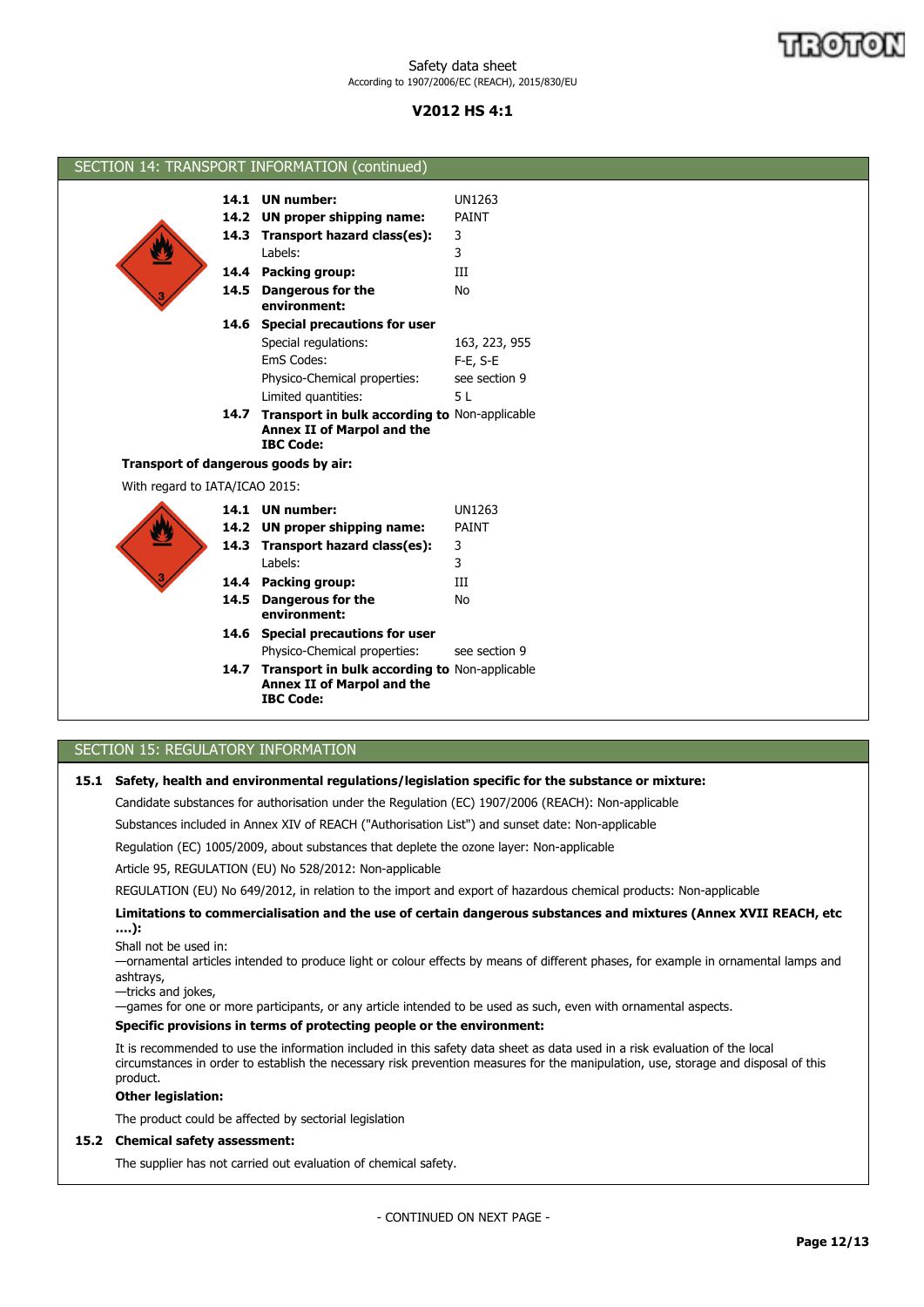## SECTION 14: TRANSPORT INFORMATION (continued)

| | | |
|---|---|---|
| **14.1** | **UN number:** | UN1263 |
| **14.2** | **UN proper shipping name:** | PAINT |
| **14.3** | **Transport hazard class(es):** | 3 |
| | Labels: | 3 |
| **14.4** | **Packing group:** | III |
| **14.5** | **Dangerous for the environment:** | No |
| **14.6** | **Special precautions for user** | |
| | Special regulations: | 163, 223, 955 |
| | EmS Codes: | F-E, S-E |
| | Physico-Chemical properties: | see section 9 |
| | Limited quantities: | 5 L |
| **14.7** | **Transport in bulk according to Annex II of Marpol and the IBC Code:** | Non-applicable |

**Transport of dangerous goods by air:**

With regard to IATA/ICAO 2015:

| | | |
|---|---|---|
| **14.1** | **UN number:** | UN1263 |
| **14.2** | **UN proper shipping name:** | PAINT |
| **14.3** | **Transport hazard class(es):** | 3 |
| | Labels: | 3 |
| **14.4** | **Packing group:** | III |
| **14.5** | **Dangerous for the environment:** | No |
| **14.6** | **Special precautions for user** | |
| | Physico-Chemical properties: | see section 9 |
| **14.7** | **Transport in bulk according to Annex II of Marpol and the IBC Code:** | Non-applicable |

## SECTION 15: REGULATORY INFORMATION

**15.1 Safety, health and environmental regulations/legislation specific for the substance or mixture:**

Candidate substances for authorisation under the Regulation (EC) 1907/2006 (REACH): Non-applicable

Substances included in Annex XIV of REACH ("Authorisation List") and sunset date: Non-applicable

Regulation (EC) 1005/2009, about substances that deplete the ozone layer: Non-applicable

Article 95, REGULATION (EU) No 528/2012: Non-applicable

REGULATION (EU) No 649/2012, in relation to the import and export of hazardous chemical products: Non-applicable

**Limitations to commercialisation and the use of certain dangerous substances and mixtures (Annex XVII REACH, etc ....):**

Shall not be used in:
—ornamental articles intended to produce light or colour effects by means of different phases, for example in ornamental lamps and ashtrays,
—tricks and jokes,
—games for one or more participants, or any article intended to be used as such, even with ornamental aspects.

**Specific provisions in terms of protecting people or the environment:**

It is recommended to use the information included in this safety data sheet as data used in a risk evaluation of the local circumstances in order to establish the necessary risk prevention measures for the manipulation, use, storage and disposal of this product.

**Other legislation:**

The product could be affected by sectorial legislation

**15.2 Chemical safety assessment:**

The supplier has not carried out evaluation of chemical safety.

- CONTINUED ON NEXT PAGE -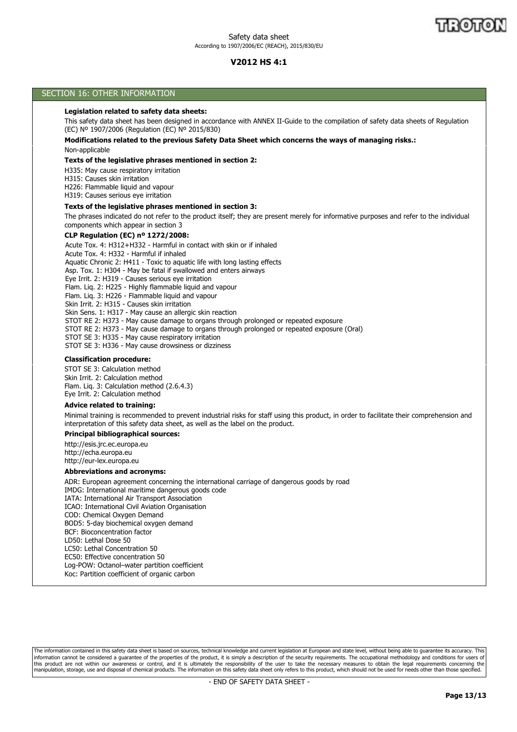## SECTION 16: OTHER INFORMATION

**Legislation related to safety data sheets:**

This safety data sheet has been designed in accordance with ANNEX II-Guide to the compilation of safety data sheets of Regulation (EC) Nº 1907/2006 (Regulation (EC) Nº 2015/830)

**Modifications related to the previous Safety Data Sheet which concerns the ways of managing risks.:**

Non-applicable

**Texts of the legislative phrases mentioned in section 2:**

H335: May cause respiratory irritation
H315: Causes skin irritation
H226: Flammable liquid and vapour
H319: Causes serious eye irritation

**Texts of the legislative phrases mentioned in section 3:**

The phrases indicated do not refer to the product itself; they are present merely for informative purposes and refer to the individual components which appear in section 3

**CLP Regulation (EC) nº 1272/2008:**

Acute Tox. 4: H312+H332 - Harmful in contact with skin or if inhaled
Acute Tox. 4: H332 - Harmful if inhaled
Aquatic Chronic 2: H411 - Toxic to aquatic life with long lasting effects
Asp. Tox. 1: H304 - May be fatal if swallowed and enters airways
Eye Irrit. 2: H319 - Causes serious eye irritation
Flam. Liq. 2: H225 - Highly flammable liquid and vapour
Flam. Liq. 3: H226 - Flammable liquid and vapour
Skin Irrit. 2: H315 - Causes skin irritation
Skin Sens. 1: H317 - May cause an allergic skin reaction
STOT RE 2: H373 - May cause damage to organs through prolonged or repeated exposure
STOT RE 2: H373 - May cause damage to organs through prolonged or repeated exposure (Oral)
STOT SE 3: H335 - May cause respiratory irritation
STOT SE 3: H336 - May cause drowsiness or dizziness

**Classification procedure:**

STOT SE 3: Calculation method
Skin Irrit. 2: Calculation method
Flam. Liq. 3: Calculation method (2.6.4.3)
Eye Irrit. 2: Calculation method

**Advice related to training:**

Minimal training is recommended to prevent industrial risks for staff using this product, in order to facilitate their comprehension and interpretation of this safety data sheet, as well as the label on the product.

**Principal bibliographical sources:**

http://esis.jrc.ec.europa.eu
http://echa.europa.eu
http://eur-lex.europa.eu

**Abbreviations and acronyms:**

ADR: European agreement concerning the international carriage of dangerous goods by road
IMDG: International maritime dangerous goods code
IATA: International Air Transport Association
ICAO: International Civil Aviation Organisation
COD: Chemical Oxygen Demand
BOD5: 5-day biochemical oxygen demand
BCF: Bioconcentration factor
LD50: Lethal Dose 50
LC50: Lethal Concentration 50
EC50: Effective concentration 50
Log-POW: Octanol–water partition coefficient
Koc: Partition coefficient of organic carbon

The information contained in this safety data sheet is based on sources, technical knowledge and current legislation at European and state level, without being able to guarantee its accuracy. This information cannot be considered a guarantee of the properties of the product, it is simply a description of the security requirements. The occupational methodology and conditions for users of this product are not within our awareness or control, and it is ultimately the responsibility of the user to take the necessary measures to obtain the legal requirements concerning the manipulation, storage, use and disposal of chemical products. The information on this safety data sheet only refers to this product, which should not be used for needs other than those specified.

- END OF SAFETY DATA SHEET -